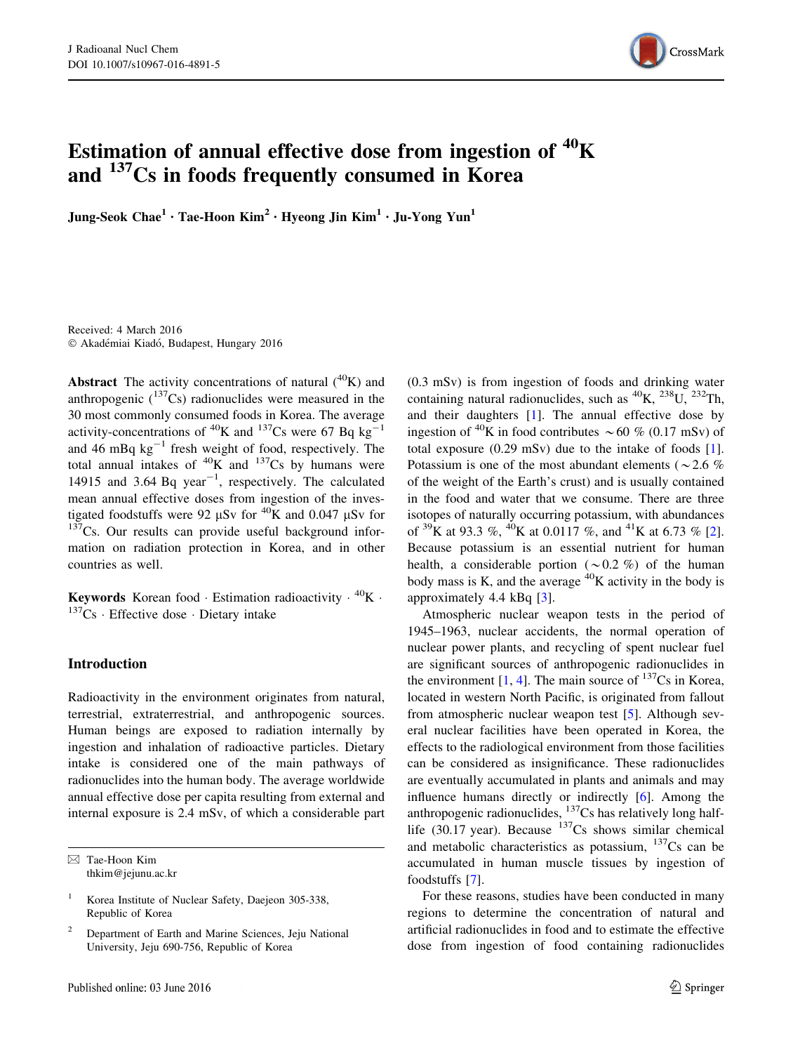# Estimation of annual effective dose from ingestion of $^{40}$K and $^{137}$Cs in foods frequently consumed in Korea

**Jung-Seok Chae[1] · Tae-Hoon Kim[2] · Hyeong Jin Kim[1] · Ju-Yong Yun[1]**

Received: 4 March 2016
© Akadémiai Kiadó, Budapest, Hungary 2016

**Abstract** The activity concentrations of natural ($^{40}$K) and anthropogenic ($^{137}$Cs) radionuclides were measured in the 30 most commonly consumed foods in Korea. The average activity-concentrations of $^{40}$K and $^{137}$Cs were 67 Bq kg$^{-1}$ and 46 mBq kg$^{-1}$ fresh weight of food, respectively. The total annual intakes of $^{40}$K and $^{137}$Cs by humans were 14915 and 3.64 Bq year$^{-1}$, respectively. The calculated mean annual effective doses from ingestion of the investigated foodstuffs were 92 μSv for $^{40}$K and 0.047 μSv for $^{137}$Cs. Our results can provide useful background information on radiation protection in Korea, and in other countries as well.

**Keywords** Korean food · Estimation radioactivity · $^{40}$K · $^{137}$Cs · Effective dose · Dietary intake

## Introduction

Radioactivity in the environment originates from natural, terrestrial, extraterrestrial, and anthropogenic sources. Human beings are exposed to radiation internally by ingestion and inhalation of radioactive particles. Dietary intake is considered one of the main pathways of radionuclides into the human body. The average worldwide annual effective dose per capita resulting from external and internal exposure is 2.4 mSv, of which a considerable part (0.3 mSv) is from ingestion of foods and drinking water containing natural radionuclides, such as $^{40}$K, $^{238}$U, $^{232}$Th, and their daughters [1]. The annual effective dose by ingestion of $^{40}$K in food contributes ~60 % (0.17 mSv) of total exposure (0.29 mSv) due to the intake of foods [1]. Potassium is one of the most abundant elements (~2.6 % of the weight of the Earth's crust) and is usually contained in the food and water that we consume. There are three isotopes of naturally occurring potassium, with abundances of $^{39}$K at 93.3 %, $^{40}$K at 0.0117 %, and $^{41}$K at 6.73 % [2]. Because potassium is an essential nutrient for human health, a considerable portion (~0.2 %) of the human body mass is K, and the average $^{40}$K activity in the body is approximately 4.4 kBq [3].

Atmospheric nuclear weapon tests in the period of 1945–1963, nuclear accidents, the normal operation of nuclear power plants, and recycling of spent nuclear fuel are significant sources of anthropogenic radionuclides in the environment [1, 4]. The main source of $^{137}$Cs in Korea, located in western North Pacific, is originated from fallout from atmospheric nuclear weapon test [5]. Although several nuclear facilities have been operated in Korea, the effects to the radiological environment from those facilities can be considered as insignificance. These radionuclides are eventually accumulated in plants and animals and may influence humans directly or indirectly [6]. Among the anthropogenic radionuclides, $^{137}$Cs has relatively long half-life (30.17 year). Because $^{137}$Cs shows similar chemical and metabolic characteristics as potassium, $^{137}$Cs can be accumulated in human muscle tissues by ingestion of foodstuffs [7].

For these reasons, studies have been conducted in many regions to determine the concentration of natural and artificial radionuclides in food and to estimate the effective dose from ingestion of food containing radionuclides

---

✉ Tae-Hoon Kim
thkim@jejunu.ac.kr

[1] Korea Institute of Nuclear Safety, Daejeon 305-338, Republic of Korea

[2] Department of Earth and Marine Sciences, Jeju National University, Jeju 690-756, Republic of Korea

Published online: 03 June 2016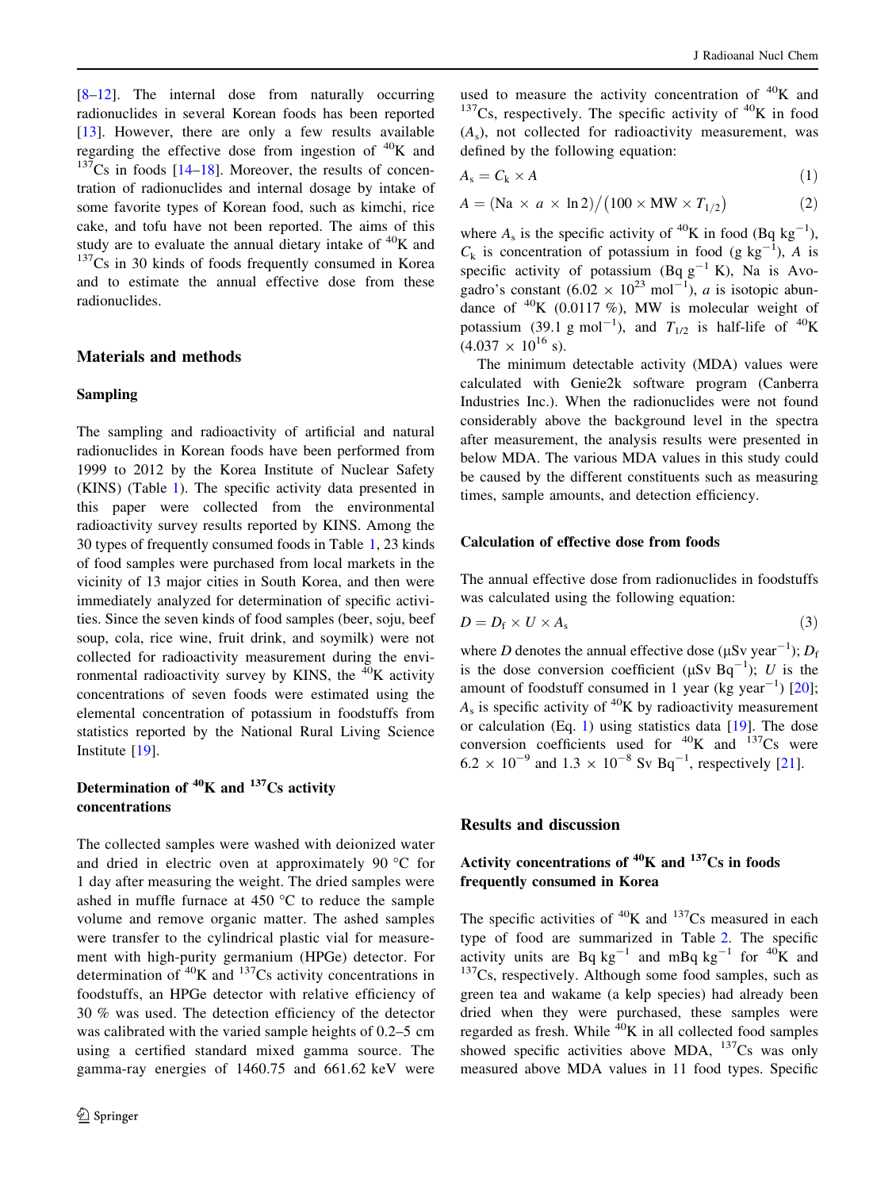[8–12]. The internal dose from naturally occurring radionuclides in several Korean foods has been reported [13]. However, there are only a few results available regarding the effective dose from ingestion of $^{40}K$ and $^{137}Cs$ in foods [14–18]. Moreover, the results of concentration of radionuclides and internal dosage by intake of some favorite types of Korean food, such as kimchi, rice cake, and tofu have not been reported. The aims of this study are to evaluate the annual dietary intake of $^{40}K$ and $^{137}Cs$ in 30 kinds of foods frequently consumed in Korea and to estimate the annual effective dose from these radionuclides.

## Materials and methods

### Sampling

The sampling and radioactivity of artificial and natural radionuclides in Korean foods have been performed from 1999 to 2012 by the Korea Institute of Nuclear Safety (KINS) (Table 1). The specific activity data presented in this paper were collected from the environmental radioactivity survey results reported by KINS. Among the 30 types of frequently consumed foods in Table 1, 23 kinds of food samples were purchased from local markets in the vicinity of 13 major cities in South Korea, and then were immediately analyzed for determination of specific activities. Since the seven kinds of food samples (beer, soju, beef soup, cola, rice wine, fruit drink, and soymilk) were not collected for radioactivity measurement during the environmental radioactivity survey by KINS, the $^{40}K$ activity concentrations of seven foods were estimated using the elemental concentration of potassium in foodstuffs from statistics reported by the National Rural Living Science Institute [19].

### Determination of $^{40}K$ and $^{137}Cs$ activity concentrations

The collected samples were washed with deionized water and dried in electric oven at approximately 90 °C for 1 day after measuring the weight. The dried samples were ashed in muffle furnace at 450 °C to reduce the sample volume and remove organic matter. The ashed samples were transfer to the cylindrical plastic vial for measurement with high-purity germanium (HPGe) detector. For determination of $^{40}K$ and $^{137}Cs$ activity concentrations in foodstuffs, an HPGe detector with relative efficiency of 30 % was used. The detection efficiency of the detector was calibrated with the varied sample heights of 0.2–5 cm using a certified standard mixed gamma source. The gamma-ray energies of 1460.75 and 661.62 keV were used to measure the activity concentration of $^{40}K$ and $^{137}Cs$, respectively. The specific activity of $^{40}K$ in food ($A_s$), not collected for radioactivity measurement, was defined by the following equation:

$$A_s = C_k \times A \tag{1}$$

$$A = (\mathrm{Na} \times a \times \ln 2) / (100 \times \mathrm{MW} \times T_{1/2}) \tag{2}$$

where $A_s$ is the specific activity of $^{40}K$ in food (Bq $kg^{-1}$), $C_k$ is concentration of potassium in food (g $kg^{-1}$), $A$ is specific activity of potassium (Bq $g^{-1}$ K), Na is Avogadro's constant ($6.02 \times 10^{23}$ $mol^{-1}$), $a$ is isotopic abundance of $^{40}K$ (0.0117 %), MW is molecular weight of potassium (39.1 g $mol^{-1}$), and $T_{1/2}$ is half-life of $^{40}K$ ($4.037 \times 10^{16}$ s).

The minimum detectable activity (MDA) values were calculated with Genie2k software program (Canberra Industries Inc.). When the radionuclides were not found considerably above the background level in the spectra after measurement, the analysis results were presented in below MDA. The various MDA values in this study could be caused by the different constituents such as measuring times, sample amounts, and detection efficiency.

### Calculation of effective dose from foods

The annual effective dose from radionuclides in foodstuffs was calculated using the following equation:

$$D = D_f \times U \times A_s \tag{3}$$

where $D$ denotes the annual effective dose (μSv $year^{-1}$); $D_f$ is the dose conversion coefficient (μSv $Bq^{-1}$); $U$ is the amount of foodstuff consumed in 1 year (kg $year^{-1}$) [20]; $A_s$ is specific activity of $^{40}K$ by radioactivity measurement or calculation (Eq. 1) using statistics data [19]. The dose conversion coefficients used for $^{40}K$ and $^{137}Cs$ were $6.2 \times 10^{-9}$ and $1.3 \times 10^{-8}$ Sv $Bq^{-1}$, respectively [21].

## Results and discussion

### Activity concentrations of $^{40}K$ and $^{137}Cs$ in foods frequently consumed in Korea

The specific activities of $^{40}K$ and $^{137}Cs$ measured in each type of food are summarized in Table 2. The specific activity units are Bq $kg^{-1}$ and mBq $kg^{-1}$ for $^{40}K$ and $^{137}Cs$, respectively. Although some food samples, such as green tea and wakame (a kelp species) had already been dried when they were purchased, these samples were regarded as fresh. While $^{40}K$ in all collected food samples showed specific activities above MDA, $^{137}Cs$ was only measured above MDA values in 11 food types. Specific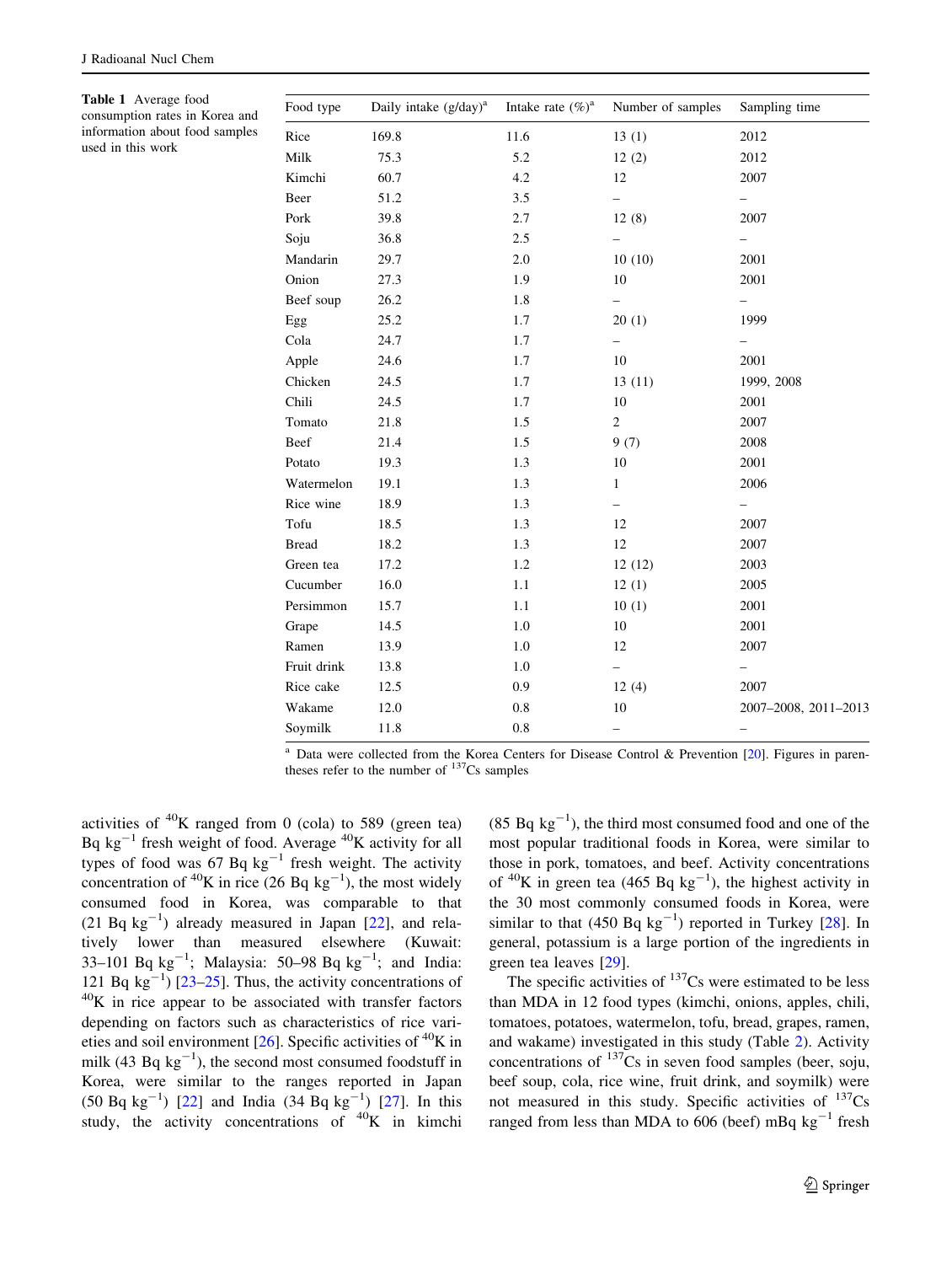**Table 1** Average food consumption rates in Korea and information about food samples used in this work

| Food type | Daily intake (g/day)[a] | Intake rate (%)[a] | Number of samples | Sampling time |
|---|---|---|---|---|
| Rice | 169.8 | 11.6 | 13 (1) | 2012 |
| Milk | 75.3 | 5.2 | 12 (2) | 2012 |
| Kimchi | 60.7 | 4.2 | 12 | 2007 |
| Beer | 51.2 | 3.5 | – | – |
| Pork | 39.8 | 2.7 | 12 (8) | 2007 |
| Soju | 36.8 | 2.5 | – | – |
| Mandarin | 29.7 | 2.0 | 10 (10) | 2001 |
| Onion | 27.3 | 1.9 | 10 | 2001 |
| Beef soup | 26.2 | 1.8 | – | – |
| Egg | 25.2 | 1.7 | 20 (1) | 1999 |
| Cola | 24.7 | 1.7 | – | – |
| Apple | 24.6 | 1.7 | 10 | 2001 |
| Chicken | 24.5 | 1.7 | 13 (11) | 1999, 2008 |
| Chili | 24.5 | 1.7 | 10 | 2001 |
| Tomato | 21.8 | 1.5 | 2 | 2007 |
| Beef | 21.4 | 1.5 | 9 (7) | 2008 |
| Potato | 19.3 | 1.3 | 10 | 2001 |
| Watermelon | 19.1 | 1.3 | 1 | 2006 |
| Rice wine | 18.9 | 1.3 | – | – |
| Tofu | 18.5 | 1.3 | 12 | 2007 |
| Bread | 18.2 | 1.3 | 12 | 2007 |
| Green tea | 17.2 | 1.2 | 12 (12) | 2003 |
| Cucumber | 16.0 | 1.1 | 12 (1) | 2005 |
| Persimmon | 15.7 | 1.1 | 10 (1) | 2001 |
| Grape | 14.5 | 1.0 | 10 | 2001 |
| Ramen | 13.9 | 1.0 | 12 | 2007 |
| Fruit drink | 13.8 | 1.0 | – | – |
| Rice cake | 12.5 | 0.9 | 12 (4) | 2007 |
| Wakame | 12.0 | 0.8 | 10 | 2007–2008, 2011–2013 |
| Soymilk | 11.8 | 0.8 | – | – |

[a] Data were collected from the Korea Centers for Disease Control & Prevention [20]. Figures in parentheses refer to the number of $^{137}$Cs samples

activities of $^{40}$K ranged from 0 (cola) to 589 (green tea) Bq kg$^{-1}$ fresh weight of food. Average $^{40}$K activity for all types of food was 67 Bq kg$^{-1}$ fresh weight. The activity concentration of $^{40}$K in rice (26 Bq kg$^{-1}$), the most widely consumed food in Korea, was comparable to that (21 Bq kg$^{-1}$) already measured in Japan [22], and relatively lower than measured elsewhere (Kuwait: 33–101 Bq kg$^{-1}$; Malaysia: 50–98 Bq kg$^{-1}$; and India: 121 Bq kg$^{-1}$) [23–25]. Thus, the activity concentrations of $^{40}$K in rice appear to be associated with transfer factors depending on factors such as characteristics of rice varieties and soil environment [26]. Specific activities of $^{40}$K in milk (43 Bq kg$^{-1}$), the second most consumed foodstuff in Korea, were similar to the ranges reported in Japan (50 Bq kg$^{-1}$) [22] and India (34 Bq kg$^{-1}$) [27]. In this study, the activity concentrations of $^{40}$K in kimchi (85 Bq kg$^{-1}$), the third most consumed food and one of the most popular traditional foods in Korea, were similar to those in pork, tomatoes, and beef. Activity concentrations of $^{40}$K in green tea (465 Bq kg$^{-1}$), the highest activity in the 30 most commonly consumed foods in Korea, were similar to that (450 Bq kg$^{-1}$) reported in Turkey [28]. In general, potassium is a large portion of the ingredients in green tea leaves [29].

The specific activities of $^{137}$Cs were estimated to be less than MDA in 12 food types (kimchi, onions, apples, chili, tomatoes, potatoes, watermelon, tofu, bread, grapes, ramen, and wakame) investigated in this study (Table 2). Activity concentrations of $^{137}$Cs in seven food samples (beer, soju, beef soup, cola, rice wine, fruit drink, and soymilk) were not measured in this study. Specific activities of $^{137}$Cs ranged from less than MDA to 606 (beef) mBq kg$^{-1}$ fresh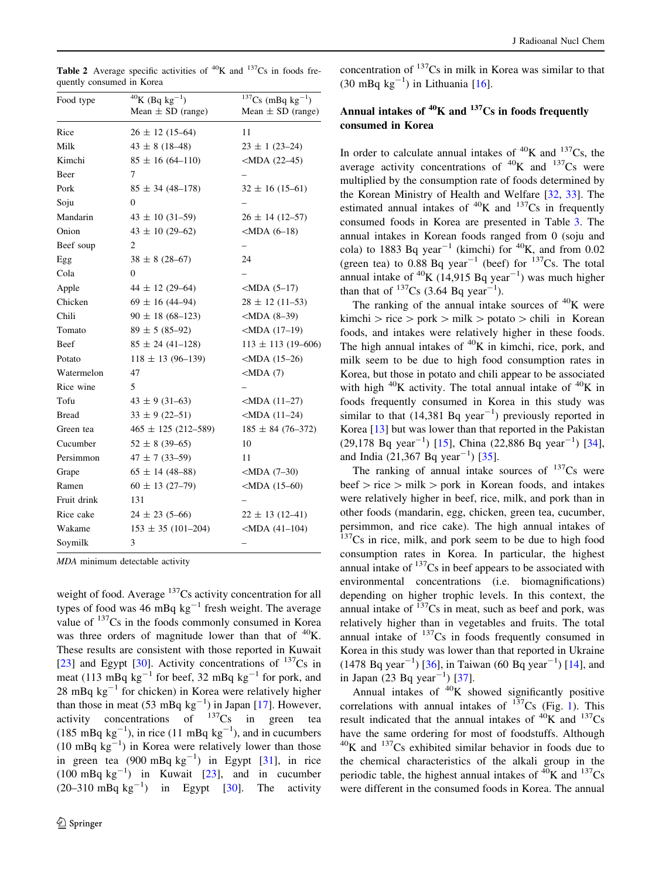**Table 2** Average specific activities of $^{40}K$ and $^{137}Cs$ in foods frequently consumed in Korea

| Food type | $^{40}K$ (Bq kg$^{-1}$) Mean ± SD (range) | $^{137}Cs$ (mBq kg$^{-1}$) Mean ± SD (range) |
|---|---|---|
| Rice | 26 ± 12 (15–64) | 11 |
| Milk | 43 ± 8 (18–48) | 23 ± 1 (23–24) |
| Kimchi | 85 ± 16 (64–110) | <MDA (22–45) |
| Beer | 7 | – |
| Pork | 85 ± 34 (48–178) | 32 ± 16 (15–61) |
| Soju | 0 | – |
| Mandarin | 43 ± 10 (31–59) | 26 ± 14 (12–57) |
| Onion | 43 ± 10 (29–62) | <MDA (6–18) |
| Beef soup | 2 | – |
| Egg | 38 ± 8 (28–67) | 24 |
| Cola | 0 | – |
| Apple | 44 ± 12 (29–64) | <MDA (5–17) |
| Chicken | 69 ± 16 (44–94) | 28 ± 12 (11–53) |
| Chili | 90 ± 18 (68–123) | <MDA (8–39) |
| Tomato | 89 ± 5 (85–92) | <MDA (17–19) |
| Beef | 85 ± 24 (41–128) | 113 ± 113 (19–606) |
| Potato | 118 ± 13 (96–139) | <MDA (15–26) |
| Watermelon | 47 | <MDA (7) |
| Rice wine | 5 | – |
| Tofu | 43 ± 9 (31–63) | <MDA (11–27) |
| Bread | 33 ± 9 (22–51) | <MDA (11–24) |
| Green tea | 465 ± 125 (212–589) | 185 ± 84 (76–372) |
| Cucumber | 52 ± 8 (39–65) | 10 |
| Persimmon | 47 ± 7 (33–59) | 11 |
| Grape | 65 ± 14 (48–88) | <MDA (7–30) |
| Ramen | 60 ± 13 (27–79) | <MDA (15–60) |
| Fruit drink | 131 | – |
| Rice cake | 24 ± 23 (5–66) | 22 ± 13 (12–41) |
| Wakame | 153 ± 35 (101–204) | <MDA (41–104) |
| Soymilk | 3 | – |

*MDA* minimum detectable activity

weight of food. Average $^{137}Cs$ activity concentration for all types of food was 46 mBq kg$^{-1}$ fresh weight. The average value of $^{137}Cs$ in the foods commonly consumed in Korea was three orders of magnitude lower than that of $^{40}K$. These results are consistent with those reported in Kuwait [23] and Egypt [30]. Activity concentrations of $^{137}Cs$ in meat (113 mBq kg$^{-1}$ for beef, 32 mBq kg$^{-1}$ for pork, and 28 mBq kg$^{-1}$ for chicken) in Korea were relatively higher than those in meat (53 mBq kg$^{-1}$) in Japan [17]. However, activity concentrations of $^{137}Cs$ in green tea (185 mBq kg$^{-1}$), in rice (11 mBq kg$^{-1}$), and in cucumbers (10 mBq kg$^{-1}$) in Korea were relatively lower than those in green tea (900 mBq kg$^{-1}$) in Egypt [31], in rice (100 mBq kg$^{-1}$) in Kuwait [23], and in cucumber (20–310 mBq kg$^{-1}$) in Egypt [30]. The activity concentration of $^{137}Cs$ in milk in Korea was similar to that (30 mBq kg$^{-1}$) in Lithuania [16].

## Annual intakes of $^{40}K$ and $^{137}Cs$ in foods frequently consumed in Korea

In order to calculate annual intakes of $^{40}K$ and $^{137}Cs$, the average activity concentrations of $^{40}K$ and $^{137}Cs$ were multiplied by the consumption rate of foods determined by the Korean Ministry of Health and Welfare [32, 33]. The estimated annual intakes of $^{40}K$ and $^{137}Cs$ in frequently consumed foods in Korea are presented in Table 3. The annual intakes in Korean foods ranged from 0 (soju and cola) to 1883 Bq year$^{-1}$ (kimchi) for $^{40}K$, and from 0.02 (green tea) to 0.88 Bq year$^{-1}$ (beef) for $^{137}Cs$. The total annual intake of $^{40}K$ (14,915 Bq year$^{-1}$) was much higher than that of $^{137}Cs$ (3.64 Bq year$^{-1}$).

The ranking of the annual intake sources of $^{40}K$ were kimchi > rice > pork > milk > potato > chili in Korean foods, and intakes were relatively higher in these foods. The high annual intakes of $^{40}K$ in kimchi, rice, pork, and milk seem to be due to high food consumption rates in Korea, but those in potato and chili appear to be associated with high $^{40}K$ activity. The total annual intake of $^{40}K$ in foods frequently consumed in Korea in this study was similar to that (14,381 Bq year$^{-1}$) previously reported in Korea [13] but was lower than that reported in the Pakistan (29,178 Bq year$^{-1}$) [15], China (22,886 Bq year$^{-1}$) [34], and India (21,367 Bq year$^{-1}$) [35].

The ranking of annual intake sources of $^{137}Cs$ were beef > rice > milk > pork in Korean foods, and intakes were relatively higher in beef, rice, milk, and pork than in other foods (mandarin, egg, chicken, green tea, cucumber, persimmon, and rice cake). The high annual intakes of $^{137}Cs$ in rice, milk, and pork seem to be due to high food consumption rates in Korea. In particular, the highest annual intake of $^{137}Cs$ in beef appears to be associated with environmental concentrations (i.e. biomagnifications) depending on higher trophic levels. In this context, the annual intake of $^{137}Cs$ in meat, such as beef and pork, was relatively higher than in vegetables and fruits. The total annual intake of $^{137}Cs$ in foods frequently consumed in Korea in this study was lower than that reported in Ukraine (1478 Bq year$^{-1}$) [36], in Taiwan (60 Bq year$^{-1}$) [14], and in Japan (23 Bq year$^{-1}$) [37].

Annual intakes of $^{40}K$ showed significantly positive correlations with annual intakes of $^{137}Cs$ (Fig. 1). This result indicated that the annual intakes of $^{40}K$ and $^{137}Cs$ have the same ordering for most of foodstuffs. Although $^{40}K$ and $^{137}Cs$ exhibited similar behavior in foods due to the chemical characteristics of the alkali group in the periodic table, the highest annual intakes of $^{40}K$ and $^{137}Cs$ were different in the consumed foods in Korea. The annual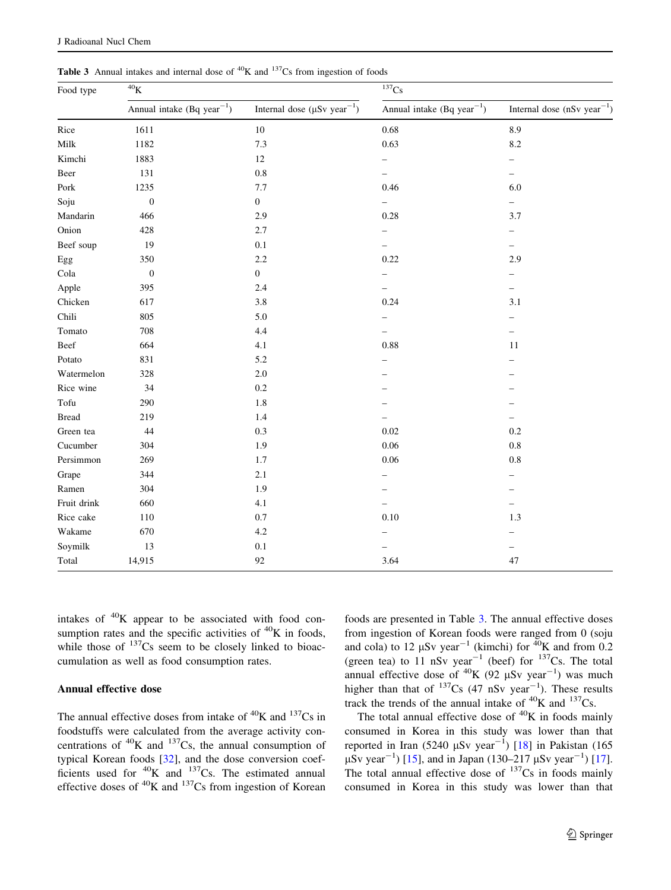**Table 3** Annual intakes and internal dose of $^{40}$K and $^{137}$Cs from ingestion of foods

| Food type | $^{40}$K | | $^{137}$Cs | |
|---|---|---|---|---|
| | Annual intake (Bq year$^{-1}$) | Internal dose (μSv year$^{-1}$) | Annual intake (Bq year$^{-1}$) | Internal dose (nSv year$^{-1}$) |
| Rice | 1611 | 10 | 0.68 | 8.9 |
| Milk | 1182 | 7.3 | 0.63 | 8.2 |
| Kimchi | 1883 | 12 | – | – |
| Beer | 131 | 0.8 | – | – |
| Pork | 1235 | 7.7 | 0.46 | 6.0 |
| Soju | 0 | 0 | – | – |
| Mandarin | 466 | 2.9 | 0.28 | 3.7 |
| Onion | 428 | 2.7 | – | – |
| Beef soup | 19 | 0.1 | – | – |
| Egg | 350 | 2.2 | 0.22 | 2.9 |
| Cola | 0 | 0 | – | – |
| Apple | 395 | 2.4 | – | – |
| Chicken | 617 | 3.8 | 0.24 | 3.1 |
| Chili | 805 | 5.0 | – | – |
| Tomato | 708 | 4.4 | – | – |
| Beef | 664 | 4.1 | 0.88 | 11 |
| Potato | 831 | 5.2 | – | – |
| Watermelon | 328 | 2.0 | – | – |
| Rice wine | 34 | 0.2 | – | – |
| Tofu | 290 | 1.8 | – | – |
| Bread | 219 | 1.4 | – | – |
| Green tea | 44 | 0.3 | 0.02 | 0.2 |
| Cucumber | 304 | 1.9 | 0.06 | 0.8 |
| Persimmon | 269 | 1.7 | 0.06 | 0.8 |
| Grape | 344 | 2.1 | – | – |
| Ramen | 304 | 1.9 | – | – |
| Fruit drink | 660 | 4.1 | – | – |
| Rice cake | 110 | 0.7 | 0.10 | 1.3 |
| Wakame | 670 | 4.2 | – | – |
| Soymilk | 13 | 0.1 | – | – |
| Total | 14,915 | 92 | 3.64 | 47 |

intakes of $^{40}$K appear to be associated with food consumption rates and the specific activities of $^{40}$K in foods, while those of $^{137}$Cs seem to be closely linked to bioaccumulation as well as food consumption rates.

### Annual effective dose

The annual effective doses from intake of $^{40}$K and $^{137}$Cs in foodstuffs were calculated from the average activity concentrations of $^{40}$K and $^{137}$Cs, the annual consumption of typical Korean foods [32], and the dose conversion coefficients used for $^{40}$K and $^{137}$Cs. The estimated annual effective doses of $^{40}$K and $^{137}$Cs from ingestion of Korean foods are presented in Table 3. The annual effective doses from ingestion of Korean foods were ranged from 0 (soju and cola) to 12 μSv year$^{-1}$ (kimchi) for $^{40}$K and from 0.2 (green tea) to 11 nSv year$^{-1}$ (beef) for $^{137}$Cs. The total annual effective dose of $^{40}$K (92 μSv year$^{-1}$) was much higher than that of $^{137}$Cs (47 nSv year$^{-1}$). These results track the trends of the annual intake of $^{40}$K and $^{137}$Cs.

The total annual effective dose of $^{40}$K in foods mainly consumed in Korea in this study was lower than that reported in Iran (5240 μSv year$^{-1}$) [18] in Pakistan (165 μSv year$^{-1}$) [15], and in Japan (130–217 μSv year$^{-1}$) [17]. The total annual effective dose of $^{137}$Cs in foods mainly consumed in Korea in this study was lower than that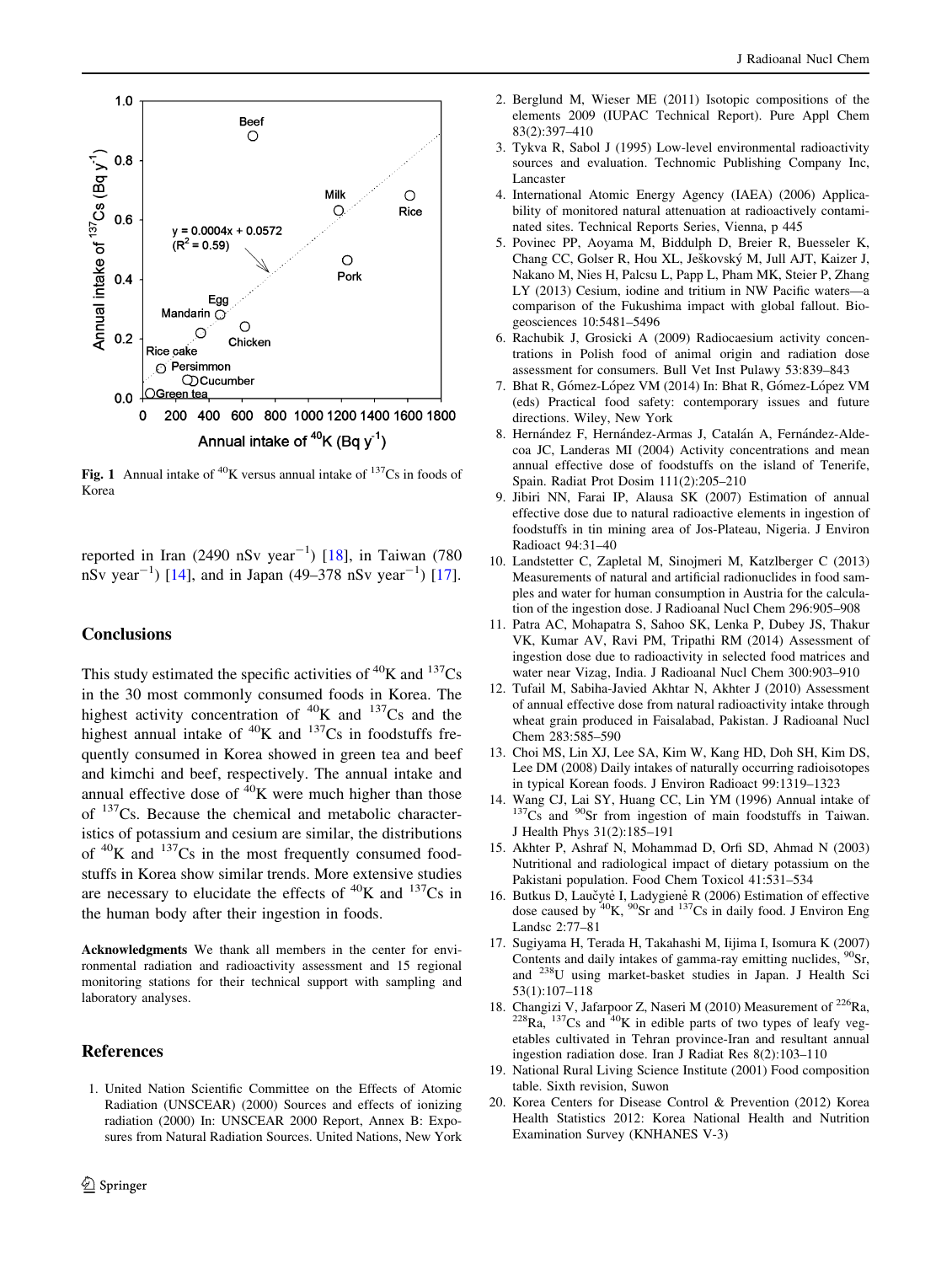Fig. 1 Annual intake of $^{40}$K versus annual intake of $^{137}$Cs in foods of Korea

reported in Iran (2490 nSv year$^{-1}$) [18], in Taiwan (780 nSv year$^{-1}$) [14], and in Japan (49–378 nSv year$^{-1}$) [17].

## Conclusions

This study estimated the specific activities of $^{40}$K and $^{137}$Cs in the 30 most commonly consumed foods in Korea. The highest activity concentration of $^{40}$K and $^{137}$Cs and the highest annual intake of $^{40}$K and $^{137}$Cs in foodstuffs frequently consumed in Korea showed in green tea and beef and kimchi and beef, respectively. The annual intake and annual effective dose of $^{40}$K were much higher than those of $^{137}$Cs. Because the chemical and metabolic characteristics of potassium and cesium are similar, the distributions of $^{40}$K and $^{137}$Cs in the most frequently consumed foodstuffs in Korea show similar trends. More extensive studies are necessary to elucidate the effects of $^{40}$K and $^{137}$Cs in the human body after their ingestion in foods.

**Acknowledgments** We thank all members in the center for environmental radiation and radioactivity assessment and 15 regional monitoring stations for their technical support with sampling and laboratory analyses.

## References

1. United Nation Scientific Committee on the Effects of Atomic Radiation (UNSCEAR) (2000) Sources and effects of ionizing radiation (2000) In: UNSCEAR 2000 Report, Annex B: Exposures from Natural Radiation Sources. United Nations, New York
2. Berglund M, Wieser ME (2011) Isotopic compositions of the elements 2009 (IUPAC Technical Report). Pure Appl Chem 83(2):397–410
3. Tykva R, Sabol J (1995) Low-level environmental radioactivity sources and evaluation. Technomic Publishing Company Inc, Lancaster
4. International Atomic Energy Agency (IAEA) (2006) Applicability of monitored natural attenuation at radioactively contaminated sites. Technical Reports Series, Vienna, p 445
5. Povinec PP, Aoyama M, Biddulph D, Breier R, Buesseler K, Chang CC, Golser R, Hou XL, Ješkovský M, Jull AJT, Kaizer J, Nakano M, Nies H, Palcsu L, Papp L, Pham MK, Steier P, Zhang LY (2013) Cesium, iodine and tritium in NW Pacific waters—a comparison of the Fukushima impact with global fallout. Biogeosciences 10:5481–5496
6. Rachubik J, Grosicki A (2009) Radiocaesium activity concentrations in Polish food of animal origin and radiation dose assessment for consumers. Bull Vet Inst Pulawy 53:839–843
7. Bhat R, Gómez-López VM (2014) In: Bhat R, Gómez-López VM (eds) Practical food safety: contemporary issues and future directions. Wiley, New York
8. Hernández F, Hernández-Armas J, Catalán A, Fernández-Aldecoa JC, Landeras MI (2004) Activity concentrations and mean annual effective dose of foodstuffs on the island of Tenerife, Spain. Radiat Prot Dosim 111(2):205–210
9. Jibiri NN, Farai IP, Alausa SK (2007) Estimation of annual effective dose due to natural radioactive elements in ingestion of foodstuffs in tin mining area of Jos-Plateau, Nigeria. J Environ Radioact 94:31–40
10. Landstetter C, Zapletal M, Sinojmeri M, Katzlberger C (2013) Measurements of natural and artificial radionuclides in food samples and water for human consumption in Austria for the calculation of the ingestion dose. J Radioanal Nucl Chem 296:905–908
11. Patra AC, Mohapatra S, Sahoo SK, Lenka P, Dubey JS, Thakur VK, Kumar AV, Ravi PM, Tripathi RM (2014) Assessment of ingestion dose due to radioactivity in selected food matrices and water near Vizag, India. J Radioanal Nucl Chem 300:903–910
12. Tufail M, Sabiha-Javied Akhtar N, Akhter J (2010) Assessment of annual effective dose from natural radioactivity intake through wheat grain produced in Faisalabad, Pakistan. J Radioanal Nucl Chem 283:585–590
13. Choi MS, Lin XJ, Lee SA, Kim W, Kang HD, Doh SH, Kim DS, Lee DM (2008) Daily intakes of naturally occurring radioisotopes in typical Korean foods. J Environ Radioact 99:1319–1323
14. Wang CJ, Lai SY, Huang CC, Lin YM (1996) Annual intake of $^{137}$Cs and $^{90}$Sr from ingestion of main foodstuffs in Taiwan. J Health Phys 31(2):185–191
15. Akhter P, Ashraf N, Mohammad D, Orfi SD, Ahmad N (2003) Nutritional and radiological impact of dietary potassium on the Pakistani population. Food Chem Toxicol 41:531–534
16. Butkus D, Laučytė I, Ladygienė R (2006) Estimation of effective dose caused by $^{40}$K, $^{90}$Sr and $^{137}$Cs in daily food. J Environ Eng Landsc 2:77–81
17. Sugiyama H, Terada H, Takahashi M, Iijima I, Isomura K (2007) Contents and daily intakes of gamma-ray emitting nuclides, $^{90}$Sr, and $^{238}$U using market-basket studies in Japan. J Health Sci 53(1):107–118
18. Changizi V, Jafarpoor Z, Naseri M (2010) Measurement of $^{226}$Ra, $^{228}$Ra, $^{137}$Cs and $^{40}$K in edible parts of two types of leafy vegetables cultivated in Tehran province-Iran and resultant annual ingestion radiation dose. Iran J Radiat Res 8(2):103–110
19. National Rural Living Science Institute (2001) Food composition table. Sixth revision, Suwon
20. Korea Centers for Disease Control & Prevention (2012) Korea Health Statistics 2012: Korea National Health and Nutrition Examination Survey (KNHANES V-3)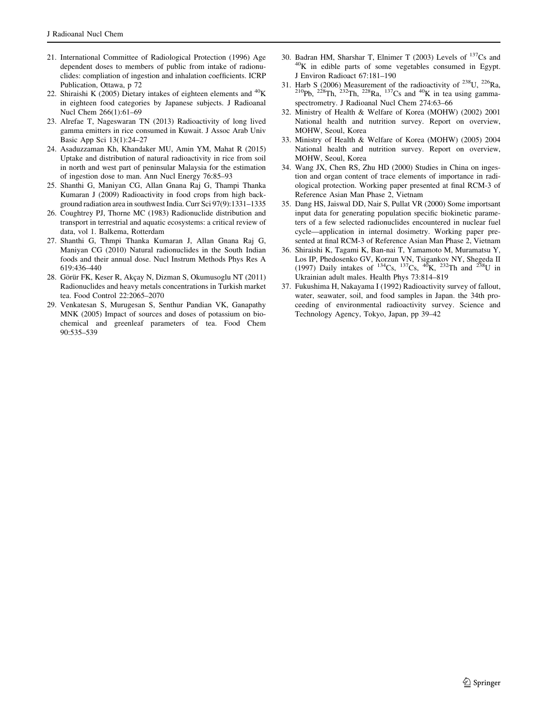21. International Committee of Radiological Protection (1996) Age dependent doses to members of public from intake of radionuclides: compliation of ingestion and inhalation coefficients. ICRP Publication, Ottawa, p 72
22. Shiraishi K (2005) Dietary intakes of eighteen elements and $^{40}$K in eighteen food categories by Japanese subjects. J Radioanal Nucl Chem 266(1):61–69
23. Alrefae T, Nageswaran TN (2013) Radioactivity of long lived gamma emitters in rice consumed in Kuwait. J Assoc Arab Univ Basic App Sci 13(1):24–27
24. Asaduzzaman Kh, Khandaker MU, Amin YM, Mahat R (2015) Uptake and distribution of natural radioactivity in rice from soil in north and west part of peninsular Malaysia for the estimation of ingestion dose to man. Ann Nucl Energy 76:85–93
25. Shanthi G, Maniyan CG, Allan Gnana Raj G, Thampi Thanka Kumaran J (2009) Radioactivity in food crops from high background radiation area in southwest India. Curr Sci 97(9):1331–1335
26. Coughtrey PJ, Thorne MC (1983) Radionuclide distribution and transport in terrestrial and aquatic ecosystems: a critical review of data, vol 1. Balkema, Rotterdam
27. Shanthi G, Thmpi Thanka Kumaran J, Allan Gnana Raj G, Maniyan CG (2010) Natural radionuclides in the South Indian foods and their annual dose. Nucl Instrum Methods Phys Res A 619:436–440
28. Görür FK, Keser R, Akçay N, Dizman S, Okumusoglu NT (2011) Radionuclides and heavy metals concentrations in Turkish market tea. Food Control 22:2065–2070
29. Venkatesan S, Murugesan S, Senthur Pandian VK, Ganapathy MNK (2005) Impact of sources and doses of potassium on biochemical and greenleaf parameters of tea. Food Chem 90:535–539
30. Badran HM, Sharshar T, Elnimer T (2003) Levels of $^{137}$Cs and $^{40}$K in edible parts of some vegetables consumed in Egypt. J Environ Radioact 67:181–190
31. Harb S (2006) Measurement of the radioactivity of $^{238}$U, $^{226}$Ra, $^{210}$Pb, $^{228}$Th, $^{232}$Th, $^{228}$Ra, $^{137}$Cs and $^{40}$K in tea using gamma-spectrometry. J Radioanal Nucl Chem 274:63–66
32. Ministry of Health & Welfare of Korea (MOHW) (2002) 2001 National health and nutrition survey. Report on overview, MOHW, Seoul, Korea
33. Ministry of Health & Welfare of Korea (MOHW) (2005) 2004 National health and nutrition survey. Report on overview, MOHW, Seoul, Korea
34. Wang JX, Chen RS, Zhu HD (2000) Studies in China on ingestion and organ content of trace elements of importance in radiological protection. Working paper presented at final RCM-3 of Reference Asian Man Phase 2, Vietnam
35. Dang HS, Jaiswal DD, Nair S, Pullat VR (2000) Some importsant input data for generating population specific biokinetic parameters of a few selected radionuclides encountered in nuclear fuel cycle—application in internal dosimetry. Working paper presented at final RCM-3 of Reference Asian Man Phase 2, Vietnam
36. Shiraishi K, Tagami K, Ban-nai T, Yamamoto M, Muramatsu Y, Los IP, Phedosenko GV, Korzun VN, Tsigankov NY, Shegeda II (1997) Daily intakes of $^{134}$Cs, $^{137}$Cs, $^{40}$K, $^{232}$Th and $^{238}$U in Ukrainian adult males. Health Phys 73:814–819
37. Fukushima H, Nakayama I (1992) Radioactivity survey of fallout, water, seawater, soil, and food samples in Japan. the 34th proceeding of environmental radioactivity survey. Science and Technology Agency, Tokyo, Japan, pp 39–42